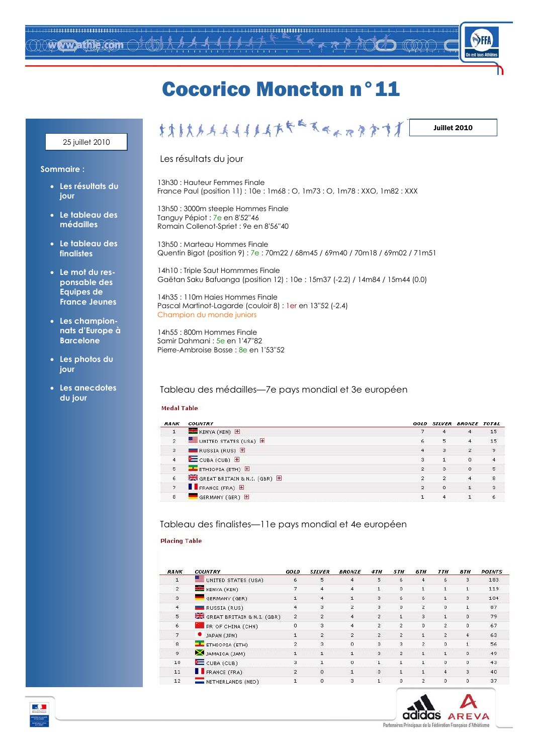# Cocorico Moncton n°11

25 juillet 2010

Juillet 2010

**Sommaire :**

- Les résultats du jour
- Le tableau des médailles
- Le tableau des finalistes
- Le mot du responsable des Equipes de France Jeunes
- Les championnats d'Europe à Barcelone
- Les photos du jour
- Les anecdotes du jour

## Les résultats du jour

13h30 : Hauteur Femmes Finale
France Paul (position 11) : 10e : 1m68 : O, 1m73 : O, 1m78 : XXO, 1m82 : XXX

13h50 : 3000m steeple Hommes Finale
Tanguy Pépiot : 7e en 8'52"46
Romain Collenot-Spriet : 9e en 8'56"40

13h50 : Marteau Hommes Finale
Quentin Bigot (position 9) : 7e : 70m22 / 68m45 / 69m40 / 70m18 / 69m02 / 71m51

14h10 : Triple Saut Hommmes Finale
Gaëtan Saku Bafuanga (position 12) : 10e : 15m37 (-2.2) / 14m84 / 15m44 (0.0)

14h35 : 110m Haies Hommes Finale
Pascal Martinot-Lagarde (couloir 8) : 1er en 13"52 (-2.4)
Champion du monde juniors

14h55 : 800m Hommes Finale
Samir Dahmani : 5e en 1'47"82
Pierre-Ambroise Bosse : 8e en 1'53"52

## Tableau des médailles—7e pays mondial et 3e européen

**Medal Table**

| RANK | COUNTRY | GOLD | SILVER | BRONZE | TOTAL |
|---|---|---|---|---|---|
| 1 | KENYA (KEN) | 7 | 4 | 4 | 15 |
| 2 | UNITED STATES (USA) | 6 | 5 | 4 | 15 |
| 3 | RUSSIA (RUS) | 4 | 3 | 2 | 9 |
| 4 | CUBA (CUB) | 3 | 1 | 0 | 4 |
| 5 | ETHIOPIA (ETH) | 2 | 3 | 0 | 5 |
| 6 | GREAT BRITAIN & N.I. (GBR) | 2 | 2 | 4 | 8 |
| 7 | FRANCE (FRA) | 2 | 0 | 1 | 3 |
| 8 | GERMANY (GER) | 1 | 4 | 1 | 6 |

## Tableau des finalistes—11e pays mondial et 4e européen

**Placing Table**

| RANK | COUNTRY | GOLD | SILVER | BRONZE | 4TH | 5TH | 6TH | 7TH | 8TH | POINTS |
|---|---|---|---|---|---|---|---|---|---|---|
| 1 | UNITED STATES (USA) | 6 | 5 | 4 | 5 | 6 | 4 | 6 | 3 | 183 |
| 2 | KENYA (KEN) | 7 | 4 | 4 | 1 | 0 | 1 | 1 | 1 | 119 |
| 3 | GERMANY (GER) | 1 | 4 | 1 | 3 | 6 | 6 | 1 | 3 | 104 |
| 4 | RUSSIA (RUS) | 4 | 3 | 2 | 3 | 0 | 2 | 0 | 1 | 87 |
| 5 | GREAT BRITAIN & N.I. (GBR) | 2 | 2 | 4 | 2 | 1 | 3 | 1 | 0 | 79 |
| 6 | PR OF CHINA (CHN) | 0 | 3 | 4 | 2 | 2 | 0 | 2 | 0 | 67 |
| 7 | JAPAN (JPN) | 1 | 2 | 2 | 2 | 2 | 1 | 2 | 4 | 63 |
| 8 | ETHIOPIA (ETH) | 2 | 3 | 0 | 0 | 3 | 2 | 0 | 1 | 56 |
| 9 | JAMAICA (JAM) | 1 | 1 | 1 | 3 | 2 | 1 | 1 | 0 | 49 |
| 10 | CUBA (CUB) | 3 | 1 | 0 | 1 | 1 | 1 | 0 | 0 | 43 |
| 11 | FRANCE (FRA) | 2 | 0 | 1 | 0 | 1 | 1 | 4 | 3 | 40 |
| 12 | NETHERLANDS (NED) | 1 | 0 | 3 | 1 | 0 | 2 | 0 | 0 | 37 |

Partenaires Principaux de la Fédération Française d'Athlétisme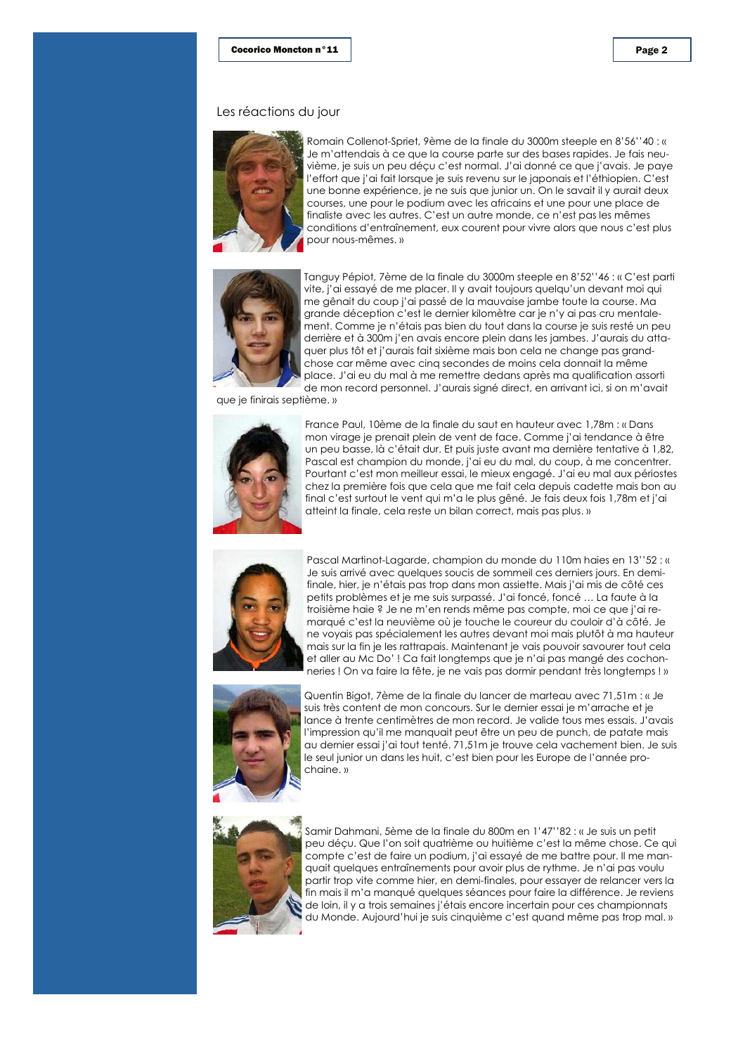## Les réactions du jour

Romain Collenot-Spriet, 9ème de la finale du 3000m steeple en 8'56''40 : « Je m'attendais à ce que la course parte sur des bases rapides. Je fais neuvième, je suis un peu déçu c'est normal. J'ai donné ce que j'avais. Je paye l'effort que j'ai fait lorsque je suis revenu sur le japonais et l'éthiopien. C'est une bonne expérience, je ne suis que junior un. On le savait il y aurait deux courses, une pour le podium avec les africains et une pour une place de finaliste avec les autres. C'est un autre monde, ce n'est pas les mêmes conditions d'entraînement, eux courent pour vivre alors que nous c'est plus pour nous-mêmes. »

Tanguy Pépiot, 7ème de la finale du 3000m steeple en 8'52''46 : « C'est parti vite, j'ai essayé de me placer. Il y avait toujours quelqu'un devant moi qui me gênait du coup j'ai passé de la mauvaise jambe toute la course. Ma grande déception c'est le dernier kilomètre car je n'y ai pas cru mentalement. Comme je n'étais pas bien du tout dans la course je suis resté un peu derrière et à 300m j'en avais encore plein dans les jambes. J'aurais du attaquer plus tôt et j'aurais fait sixième mais bon cela ne change pas grand-chose car même avec cinq secondes de moins cela donnait la même place. J'ai eu du mal à me remettre dedans après ma qualification assorti de mon record personnel. J'aurais signé direct, en arrivant ici, si on m'avait que je finirais septième. »

France Paul, 10ème de la finale du saut en hauteur avec 1,78m : « Dans mon virage je prenait plein de vent de face. Comme j'ai tendance à être un peu basse, là c'était dur. Et puis juste avant ma dernière tentative à 1,82, Pascal est champion du monde, j'ai eu du mal, du coup, à me concentrer. Pourtant c'est mon meilleur essai, le mieux engagé. J'ai eu mal aux périostes chez la première fois que cela que me fait cela depuis cadette mais bon au final c'est surtout le vent qui m'a le plus gêné. Je fais deux fois 1,78m et j'ai atteint la finale, cela reste un bilan correct, mais pas plus. »

Pascal Martinot-Lagarde, champion du monde du 110m haies en 13''52 : « Je suis arrivé avec quelques soucis de sommeil ces derniers jours. En demi-finale, hier, je n'étais pas trop dans mon assiette. Mais j'ai mis de côté ces petits problèmes et je me suis surpassé. J'ai foncé, foncé … La faute à la troisième haie ? Je ne m'en rends même pas compte, moi ce que j'ai remarqué c'est la neuvième où je touche le coureur du couloir d'à côté. Je ne voyais pas spécialement les autres devant moi mais plutôt à ma hauteur mais sur la fin je les rattrapais. Maintenant je vais pouvoir savourer tout cela et aller au Mc Do' ! Ca fait longtemps que je n'ai pas mangé des cochonneries ! On va faire la fête, je ne vais pas dormir pendant très longtemps ! »

Quentin Bigot, 7ème de la finale du lancer de marteau avec 71,51m : « Je suis très content de mon concours. Sur le dernier essai je m'arrache et je lance à trente centimètres de mon record. Je valide tous mes essais. J'avais l'impression qu'il me manquait peut être un peu de punch, de patate mais au dernier essai j'ai tout tenté. 71,51m je trouve cela vachement bien. Je suis le seul junior un dans les huit, c'est bien pour les Europe de l'année prochaine. »

Samir Dahmani, 5ème de la finale du 800m en 1'47''82 : « Je suis un petit peu déçu. Que l'on soit quatrième ou huitième c'est la même chose. Ce qui compte c'est de faire un podium, j'ai essayé de me battre pour. Il me manquait quelques entraînements pour avoir plus de rythme. Je n'ai pas voulu partir trop vite comme hier, en demi-finales, pour essayer de relancer vers la fin mais il m'a manqué quelques séances pour faire la différence. Je reviens de loin, il y a trois semaines j'étais encore incertain pour ces championnats du Monde. Aujourd'hui je suis cinquième c'est quand même pas trop mal. »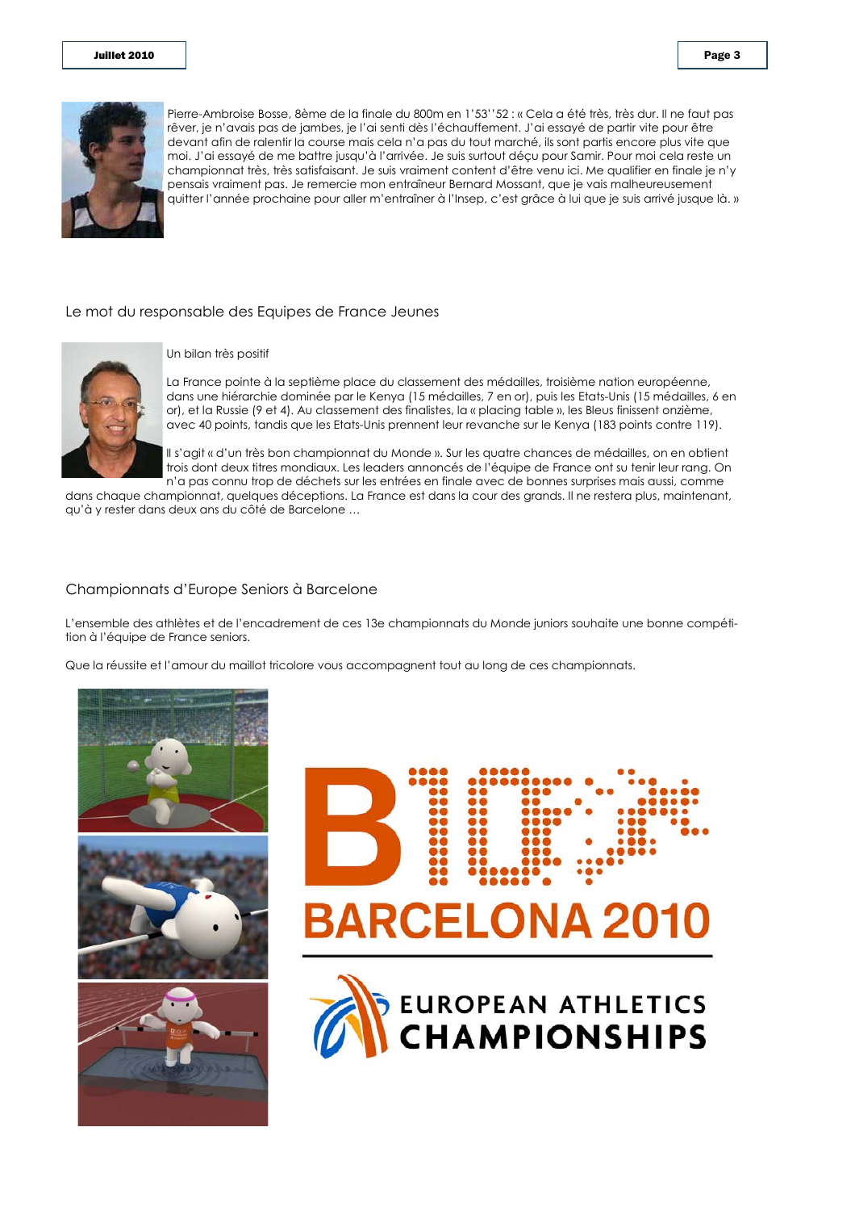Pierre-Ambroise Bosse, 8ème de la finale du 800m en 1'53''52 : « Cela a été très, très dur. Il ne faut pas rêver, je n'avais pas de jambes, je l'ai senti dès l'échauffement. J'ai essayé de partir vite pour être devant afin de ralentir la course mais cela n'a pas du tout marché, ils sont partis encore plus vite que moi. J'ai essayé de me battre jusqu'à l'arrivée. Je suis surtout déçu pour Samir. Pour moi cela reste un championnat très, très satisfaisant. Je suis vraiment content d'être venu ici. Me qualifier en finale je n'y pensais vraiment pas. Je remercie mon entraîneur Bernard Mossant, que je vais malheureusement quitter l'année prochaine pour aller m'entraîner à l'Insep, c'est grâce à lui que je suis arrivé jusque là. »

## Le mot du responsable des Equipes de France Jeunes

Un bilan très positif

La France pointe à la septième place du classement des médailles, troisième nation européenne, dans une hiérarchie dominée par le Kenya (15 médailles, 7 en or), puis les Etats-Unis (15 médailles, 6 en or), et la Russie (9 et 4). Au classement des finalistes, la « placing table », les Bleus finissent onzième, avec 40 points, tandis que les Etats-Unis prennent leur revanche sur le Kenya (183 points contre 119).

Il s'agit « d'un très bon championnat du Monde ». Sur les quatre chances de médailles, on en obtient trois dont deux titres mondiaux. Les leaders annoncés de l'équipe de France ont su tenir leur rang. On n'a pas connu trop de déchets sur les entrées en finale avec de bonnes surprises mais aussi, comme dans chaque championnat, quelques déceptions. La France est dans la cour des grands. Il ne restera plus, maintenant, qu'à y rester dans deux ans du côté de Barcelone …

## Championnats d'Europe Seniors à Barcelone

L'ensemble des athlètes et de l'encadrement de ces 13e championnats du Monde juniors souhaite une bonne compétition à l'équipe de France seniors.

Que la réussite et l'amour du maillot tricolore vous accompagnent tout au long de ces championnats.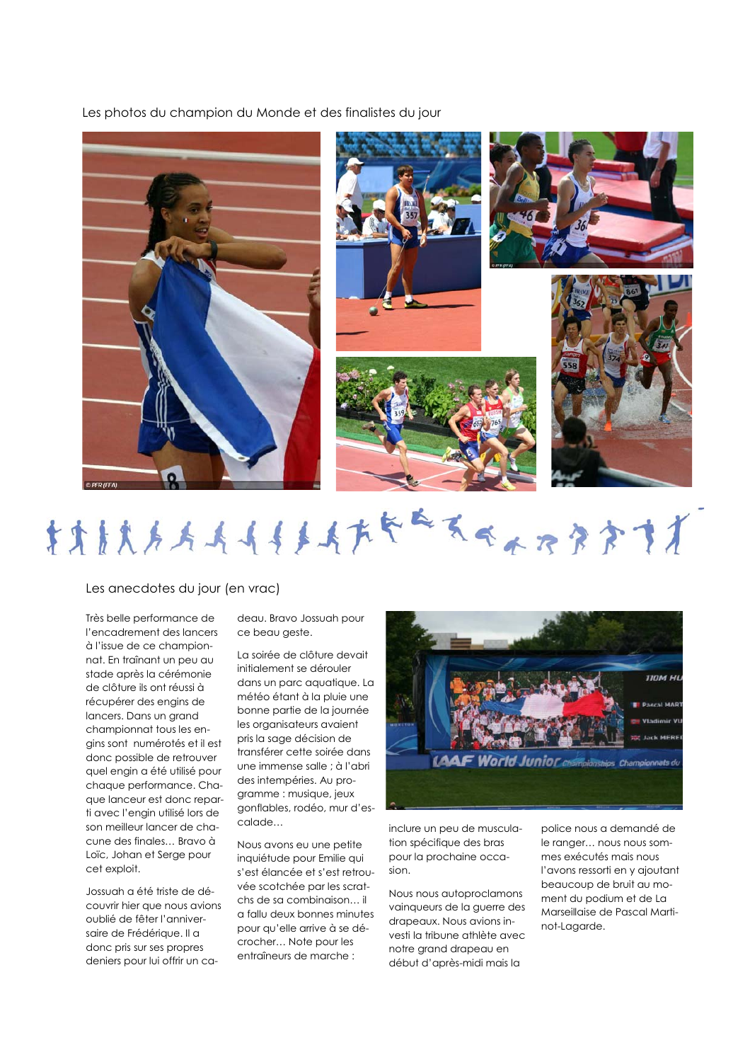Les photos du champion du Monde et des finalistes du jour

Les anecdotes du jour (en vrac)

Très belle performance de l'encadrement des lancers à l'issue de ce championnat. En traînant un peu au stade après la cérémonie de clôture ils ont réussi à récupérer des engins de lancers. Dans un grand championnat tous les engins sont numérotés et il est donc possible de retrouver quel engin a été utilisé pour chaque performance. Chaque lanceur est donc reparti avec l'engin utilisé lors de son meilleur lancer de chacune des finales… Bravo à Loïc, Johan et Serge pour cet exploit.

Jossuah a été triste de découvrir hier que nous avions oublié de fêter l'anniversaire de Frédérique. Il a donc pris sur ses propres deniers pour lui offrir un cadeau. Bravo Jossuah pour ce beau geste.

La soirée de clôture devait initialement se dérouler dans un parc aquatique. La météo étant à la pluie une bonne partie de la journée les organisateurs avaient pris la sage décision de transférer cette soirée dans une immense salle ; à l'abri des intempéries. Au programme : musique, jeux gonflables, rodéo, mur d'escalade…

Nous avons eu une petite inquiétude pour Emilie qui s'est élancée et s'est retrouvée scotchée par les scratchs de sa combinaison… il a fallu deux bonnes minutes pour qu'elle arrive à se décrocher… Note pour les entraîneurs de marche : inclure un peu de musculation spécifique des bras pour la prochaine occasion.

Nous nous autoproclamons vainqueurs de la guerre des drapeaux. Nous avions investi la tribune athlète avec notre grand drapeau en début d'après-midi mais la police nous a demandé de le ranger… nous nous sommes exécutés mais nous l'avons ressorti en y ajoutant beaucoup de bruit au moment du podium et de La Marseillaise de Pascal Martinot-Lagarde.